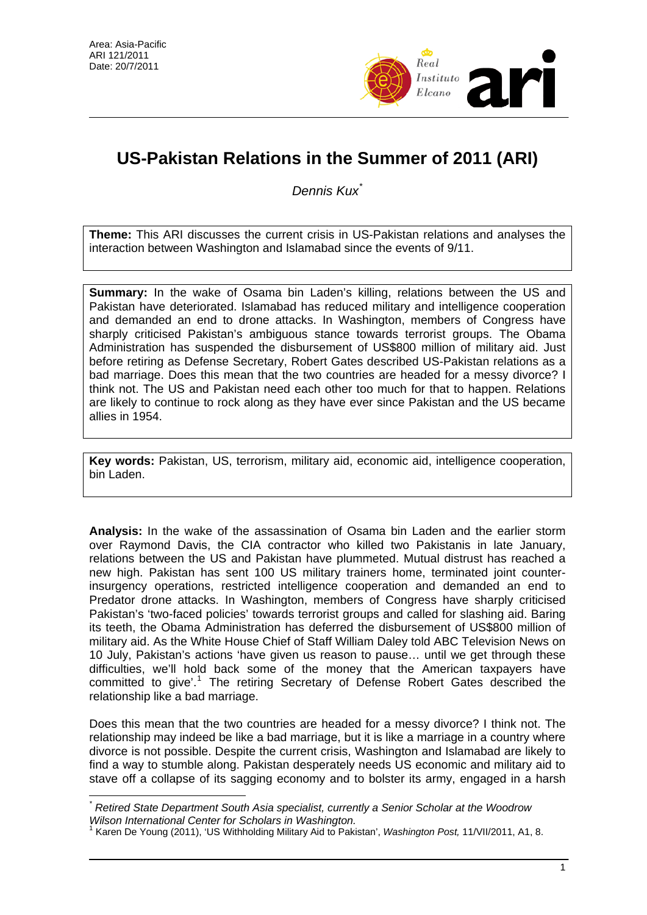Area: Asia-Pacific
ARI 121/2011
Date: 20/7/2011

# US-Pakistan Relations in the Summer of 2011 (ARI)

*Dennis Kux*[*]

**Theme:** This ARI discusses the current crisis in US-Pakistan relations and analyses the interaction between Washington and Islamabad since the events of 9/11.

**Summary:** In the wake of Osama bin Laden's killing, relations between the US and Pakistan have deteriorated. Islamabad has reduced military and intelligence cooperation and demanded an end to drone attacks. In Washington, members of Congress have sharply criticised Pakistan's ambiguous stance towards terrorist groups. The Obama Administration has suspended the disbursement of US$800 million of military aid. Just before retiring as Defense Secretary, Robert Gates described US-Pakistan relations as a bad marriage. Does this mean that the two countries are headed for a messy divorce? I think not. The US and Pakistan need each other too much for that to happen. Relations are likely to continue to rock along as they have ever since Pakistan and the US became allies in 1954.

**Key words:** Pakistan, US, terrorism, military aid, economic aid, intelligence cooperation, bin Laden.

**Analysis:** In the wake of the assassination of Osama bin Laden and the earlier storm over Raymond Davis, the CIA contractor who killed two Pakistanis in late January, relations between the US and Pakistan have plummeted. Mutual distrust has reached a new high. Pakistan has sent 100 US military trainers home, terminated joint counter-insurgency operations, restricted intelligence cooperation and demanded an end to Predator drone attacks. In Washington, members of Congress have sharply criticised Pakistan's 'two-faced policies' towards terrorist groups and called for slashing aid. Baring its teeth, the Obama Administration has deferred the disbursement of US$800 million of military aid. As the White House Chief of Staff William Daley told ABC Television News on 10 July, Pakistan's actions 'have given us reason to pause… until we get through these difficulties, we'll hold back some of the money that the American taxpayers have committed to give'.[1] The retiring Secretary of Defense Robert Gates described the relationship like a bad marriage.

Does this mean that the two countries are headed for a messy divorce? I think not. The relationship may indeed be like a bad marriage, but it is like a marriage in a country where divorce is not possible. Despite the current crisis, Washington and Islamabad are likely to find a way to stumble along. Pakistan desperately needs US economic and military aid to stave off a collapse of its sagging economy and to bolster its army, engaged in a harsh

---

[*] *Retired State Department South Asia specialist, currently a Senior Scholar at the Woodrow Wilson International Center for Scholars in Washington.*

[1] Karen De Young (2011), 'US Withholding Military Aid to Pakistan', *Washington Post,* 11/VII/2011, A1, 8.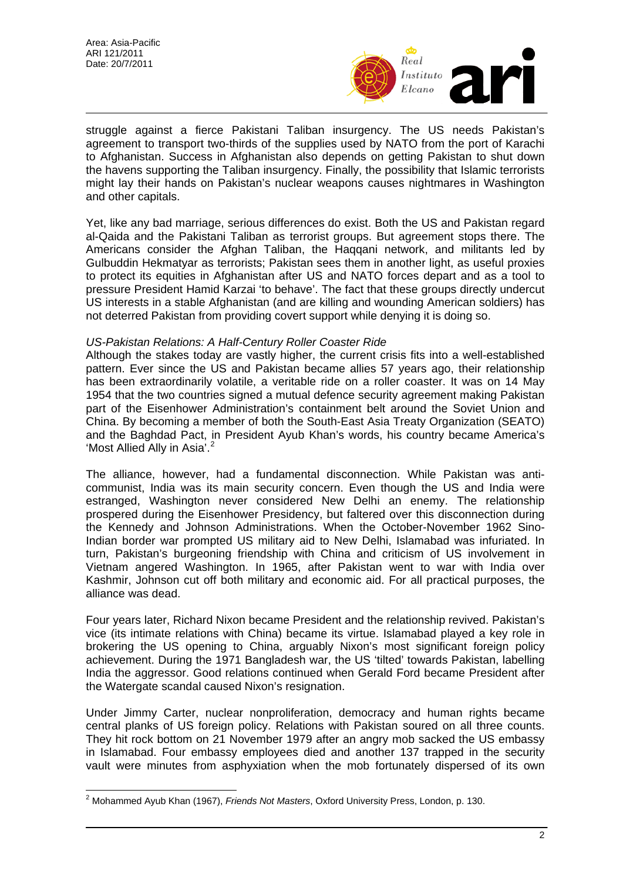struggle against a fierce Pakistani Taliban insurgency. The US needs Pakistan's agreement to transport two-thirds of the supplies used by NATO from the port of Karachi to Afghanistan. Success in Afghanistan also depends on getting Pakistan to shut down the havens supporting the Taliban insurgency. Finally, the possibility that Islamic terrorists might lay their hands on Pakistan's nuclear weapons causes nightmares in Washington and other capitals.

Yet, like any bad marriage, serious differences do exist. Both the US and Pakistan regard al-Qaida and the Pakistani Taliban as terrorist groups. But agreement stops there. The Americans consider the Afghan Taliban, the Haqqani network, and militants led by Gulbuddin Hekmatyar as terrorists; Pakistan sees them in another light, as useful proxies to protect its equities in Afghanistan after US and NATO forces depart and as a tool to pressure President Hamid Karzai 'to behave'. The fact that these groups directly undercut US interests in a stable Afghanistan (and are killing and wounding American soldiers) has not deterred Pakistan from providing covert support while denying it is doing so.

*US-Pakistan Relations: A Half-Century Roller Coaster Ride*

Although the stakes today are vastly higher, the current crisis fits into a well-established pattern. Ever since the US and Pakistan became allies 57 years ago, their relationship has been extraordinarily volatile, a veritable ride on a roller coaster. It was on 14 May 1954 that the two countries signed a mutual defence security agreement making Pakistan part of the Eisenhower Administration's containment belt around the Soviet Union and China. By becoming a member of both the South-East Asia Treaty Organization (SEATO) and the Baghdad Pact, in President Ayub Khan's words, his country became America's 'Most Allied Ally in Asia'.[2]

The alliance, however, had a fundamental disconnection. While Pakistan was anti-communist, India was its main security concern. Even though the US and India were estranged, Washington never considered New Delhi an enemy. The relationship prospered during the Eisenhower Presidency, but faltered over this disconnection during the Kennedy and Johnson Administrations. When the October-November 1962 Sino-Indian border war prompted US military aid to New Delhi, Islamabad was infuriated. In turn, Pakistan's burgeoning friendship with China and criticism of US involvement in Vietnam angered Washington. In 1965, after Pakistan went to war with India over Kashmir, Johnson cut off both military and economic aid. For all practical purposes, the alliance was dead.

Four years later, Richard Nixon became President and the relationship revived. Pakistan's vice (its intimate relations with China) became its virtue. Islamabad played a key role in brokering the US opening to China, arguably Nixon's most significant foreign policy achievement. During the 1971 Bangladesh war, the US 'tilted' towards Pakistan, labelling India the aggressor. Good relations continued when Gerald Ford became President after the Watergate scandal caused Nixon's resignation.

Under Jimmy Carter, nuclear nonproliferation, democracy and human rights became central planks of US foreign policy. Relations with Pakistan soured on all three counts. They hit rock bottom on 21 November 1979 after an angry mob sacked the US embassy in Islamabad. Four embassy employees died and another 137 trapped in the security vault were minutes from asphyxiation when the mob fortunately dispersed of its own

---

[2] Mohammed Ayub Khan (1967), *Friends Not Masters*, Oxford University Press, London, p. 130.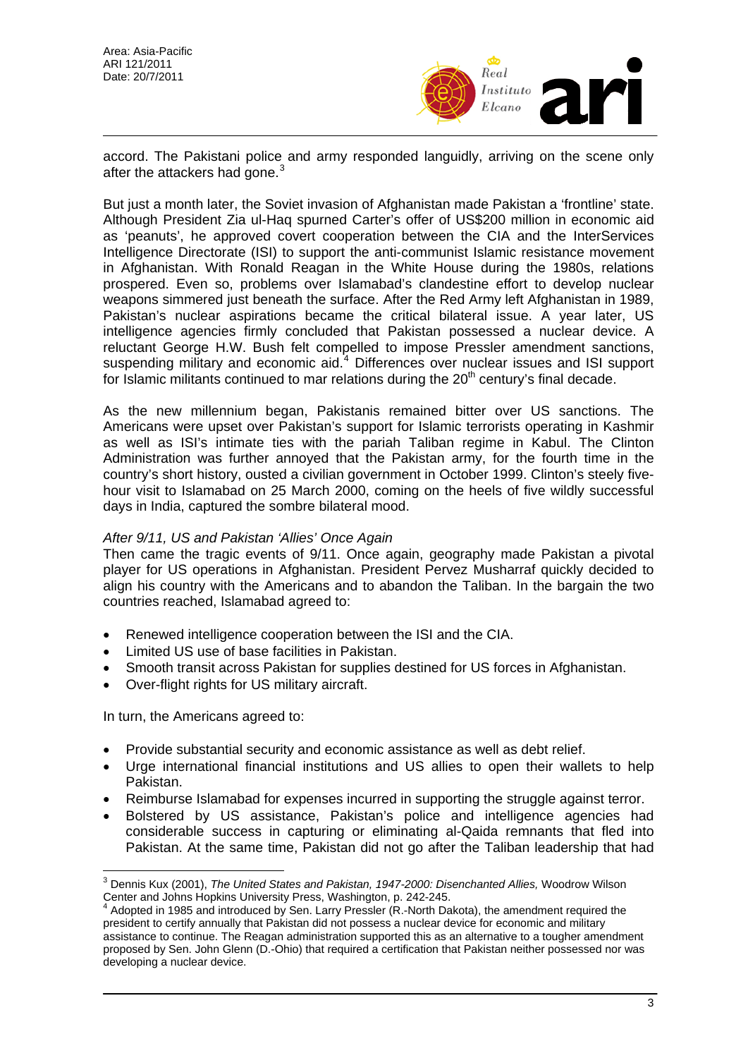accord. The Pakistani police and army responded languidly, arriving on the scene only after the attackers had gone.[3]

But just a month later, the Soviet invasion of Afghanistan made Pakistan a 'frontline' state. Although President Zia ul-Haq spurned Carter's offer of US$200 million in economic aid as 'peanuts', he approved covert cooperation between the CIA and the InterServices Intelligence Directorate (ISI) to support the anti-communist Islamic resistance movement in Afghanistan. With Ronald Reagan in the White House during the 1980s, relations prospered. Even so, problems over Islamabad's clandestine effort to develop nuclear weapons simmered just beneath the surface. After the Red Army left Afghanistan in 1989, Pakistan's nuclear aspirations became the critical bilateral issue. A year later, US intelligence agencies firmly concluded that Pakistan possessed a nuclear device. A reluctant George H.W. Bush felt compelled to impose Pressler amendment sanctions, suspending military and economic aid.[4] Differences over nuclear issues and ISI support for Islamic militants continued to mar relations during the 20th century's final decade.

As the new millennium began, Pakistanis remained bitter over US sanctions. The Americans were upset over Pakistan's support for Islamic terrorists operating in Kashmir as well as ISI's intimate ties with the pariah Taliban regime in Kabul. The Clinton Administration was further annoyed that the Pakistan army, for the fourth time in the country's short history, ousted a civilian government in October 1999. Clinton's steely five-hour visit to Islamabad on 25 March 2000, coming on the heels of five wildly successful days in India, captured the sombre bilateral mood.

*After 9/11, US and Pakistan 'Allies' Once Again*

Then came the tragic events of 9/11. Once again, geography made Pakistan a pivotal player for US operations in Afghanistan. President Pervez Musharraf quickly decided to align his country with the Americans and to abandon the Taliban. In the bargain the two countries reached, Islamabad agreed to:

- Renewed intelligence cooperation between the ISI and the CIA.
- Limited US use of base facilities in Pakistan.
- Smooth transit across Pakistan for supplies destined for US forces in Afghanistan.
- Over-flight rights for US military aircraft.

In turn, the Americans agreed to:

- Provide substantial security and economic assistance as well as debt relief.
- Urge international financial institutions and US allies to open their wallets to help Pakistan.
- Reimburse Islamabad for expenses incurred in supporting the struggle against terror.
- Bolstered by US assistance, Pakistan's police and intelligence agencies had considerable success in capturing or eliminating al-Qaida remnants that fled into Pakistan. At the same time, Pakistan did not go after the Taliban leadership that had

---

[3] Dennis Kux (2001), *The United States and Pakistan, 1947-2000: Disenchanted Allies,* Woodrow Wilson Center and Johns Hopkins University Press, Washington, p. 242-245.

[4] Adopted in 1985 and introduced by Sen. Larry Pressler (R.-North Dakota), the amendment required the president to certify annually that Pakistan did not possess a nuclear device for economic and military assistance to continue. The Reagan administration supported this as an alternative to a tougher amendment proposed by Sen. John Glenn (D.-Ohio) that required a certification that Pakistan neither possessed nor was developing a nuclear device.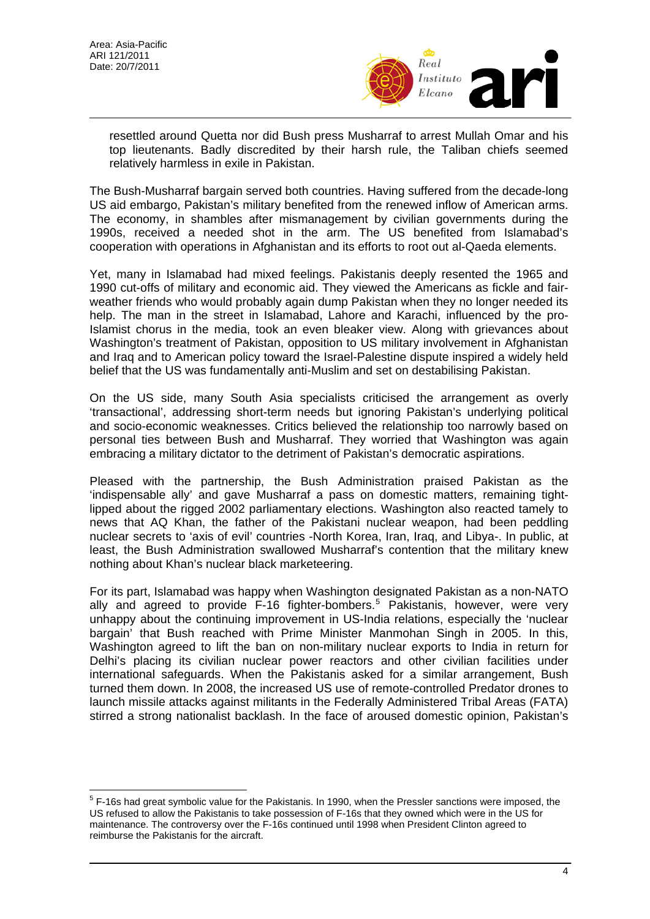resettled around Quetta nor did Bush press Musharraf to arrest Mullah Omar and his top lieutenants. Badly discredited by their harsh rule, the Taliban chiefs seemed relatively harmless in exile in Pakistan.

The Bush-Musharraf bargain served both countries. Having suffered from the decade-long US aid embargo, Pakistan's military benefited from the renewed inflow of American arms. The economy, in shambles after mismanagement by civilian governments during the 1990s, received a needed shot in the arm. The US benefited from Islamabad's cooperation with operations in Afghanistan and its efforts to root out al-Qaeda elements.

Yet, many in Islamabad had mixed feelings. Pakistanis deeply resented the 1965 and 1990 cut-offs of military and economic aid. They viewed the Americans as fickle and fair-weather friends who would probably again dump Pakistan when they no longer needed its help. The man in the street in Islamabad, Lahore and Karachi, influenced by the pro-Islamist chorus in the media, took an even bleaker view. Along with grievances about Washington's treatment of Pakistan, opposition to US military involvement in Afghanistan and Iraq and to American policy toward the Israel-Palestine dispute inspired a widely held belief that the US was fundamentally anti-Muslim and set on destabilising Pakistan.

On the US side, many South Asia specialists criticised the arrangement as overly 'transactional', addressing short-term needs but ignoring Pakistan's underlying political and socio-economic weaknesses. Critics believed the relationship too narrowly based on personal ties between Bush and Musharraf. They worried that Washington was again embracing a military dictator to the detriment of Pakistan's democratic aspirations.

Pleased with the partnership, the Bush Administration praised Pakistan as the 'indispensable ally' and gave Musharraf a pass on domestic matters, remaining tight-lipped about the rigged 2002 parliamentary elections. Washington also reacted tamely to news that AQ Khan, the father of the Pakistani nuclear weapon, had been peddling nuclear secrets to 'axis of evil' countries -North Korea, Iran, Iraq, and Libya-. In public, at least, the Bush Administration swallowed Musharraf's contention that the military knew nothing about Khan's nuclear black marketeering.

For its part, Islamabad was happy when Washington designated Pakistan as a non-NATO ally and agreed to provide F-16 fighter-bombers.[5] Pakistanis, however, were very unhappy about the continuing improvement in US-India relations, especially the 'nuclear bargain' that Bush reached with Prime Minister Manmohan Singh in 2005. In this, Washington agreed to lift the ban on non-military nuclear exports to India in return for Delhi's placing its civilian nuclear power reactors and other civilian facilities under international safeguards. When the Pakistanis asked for a similar arrangement, Bush turned them down. In 2008, the increased US use of remote-controlled Predator drones to launch missile attacks against militants in the Federally Administered Tribal Areas (FATA) stirred a strong nationalist backlash. In the face of aroused domestic opinion, Pakistan's

[5] F-16s had great symbolic value for the Pakistanis. In 1990, when the Pressler sanctions were imposed, the US refused to allow the Pakistanis to take possession of F-16s that they owned which were in the US for maintenance. The controversy over the F-16s continued until 1998 when President Clinton agreed to reimburse the Pakistanis for the aircraft.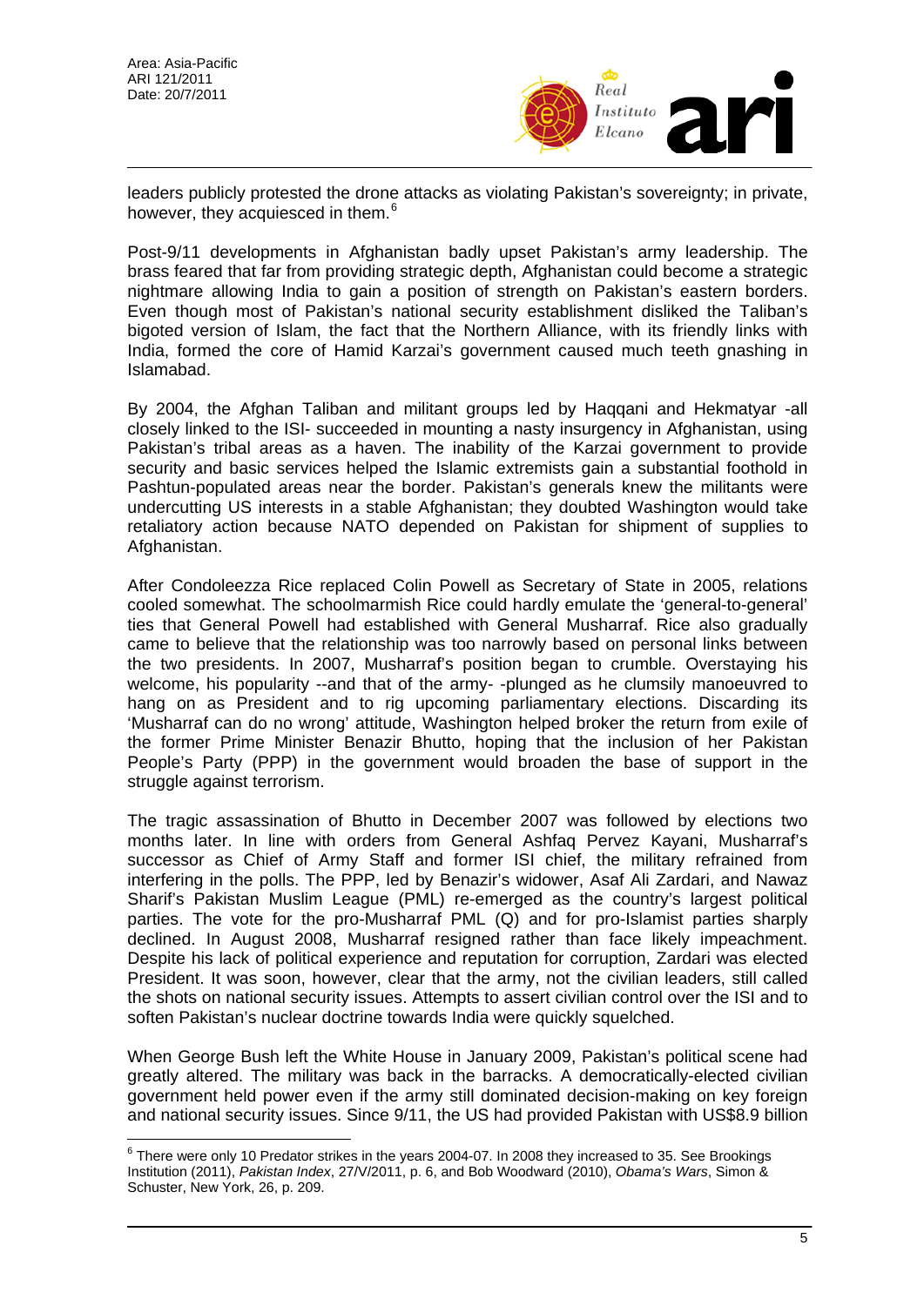leaders publicly protested the drone attacks as violating Pakistan's sovereignty; in private, however, they acquiesced in them.[6]

Post-9/11 developments in Afghanistan badly upset Pakistan's army leadership. The brass feared that far from providing strategic depth, Afghanistan could become a strategic nightmare allowing India to gain a position of strength on Pakistan's eastern borders. Even though most of Pakistan's national security establishment disliked the Taliban's bigoted version of Islam, the fact that the Northern Alliance, with its friendly links with India, formed the core of Hamid Karzai's government caused much teeth gnashing in Islamabad.

By 2004, the Afghan Taliban and militant groups led by Haqqani and Hekmatyar -all closely linked to the ISI- succeeded in mounting a nasty insurgency in Afghanistan, using Pakistan's tribal areas as a haven. The inability of the Karzai government to provide security and basic services helped the Islamic extremists gain a substantial foothold in Pashtun-populated areas near the border. Pakistan's generals knew the militants were undercutting US interests in a stable Afghanistan; they doubted Washington would take retaliatory action because NATO depended on Pakistan for shipment of supplies to Afghanistan.

After Condoleezza Rice replaced Colin Powell as Secretary of State in 2005, relations cooled somewhat. The schoolmarmish Rice could hardly emulate the 'general-to-general' ties that General Powell had established with General Musharraf. Rice also gradually came to believe that the relationship was too narrowly based on personal links between the two presidents. In 2007, Musharraf's position began to crumble. Overstaying his welcome, his popularity --and that of the army- -plunged as he clumsily manoeuvred to hang on as President and to rig upcoming parliamentary elections. Discarding its 'Musharraf can do no wrong' attitude, Washington helped broker the return from exile of the former Prime Minister Benazir Bhutto, hoping that the inclusion of her Pakistan People's Party (PPP) in the government would broaden the base of support in the struggle against terrorism.

The tragic assassination of Bhutto in December 2007 was followed by elections two months later. In line with orders from General Ashfaq Pervez Kayani, Musharraf's successor as Chief of Army Staff and former ISI chief, the military refrained from interfering in the polls. The PPP, led by Benazir's widower, Asaf Ali Zardari, and Nawaz Sharif's Pakistan Muslim League (PML) re-emerged as the country's largest political parties. The vote for the pro-Musharraf PML (Q) and for pro-Islamist parties sharply declined. In August 2008, Musharraf resigned rather than face likely impeachment. Despite his lack of political experience and reputation for corruption, Zardari was elected President. It was soon, however, clear that the army, not the civilian leaders, still called the shots on national security issues. Attempts to assert civilian control over the ISI and to soften Pakistan's nuclear doctrine towards India were quickly squelched.

When George Bush left the White House in January 2009, Pakistan's political scene had greatly altered. The military was back in the barracks. A democratically-elected civilian government held power even if the army still dominated decision-making on key foreign and national security issues. Since 9/11, the US had provided Pakistan with US$8.9 billion

[6] There were only 10 Predator strikes in the years 2004-07. In 2008 they increased to 35. See Brookings Institution (2011), *Pakistan Index*, 27/V/2011, p. 6, and Bob Woodward (2010), *Obama's Wars*, Simon & Schuster, New York, 26, p. 209.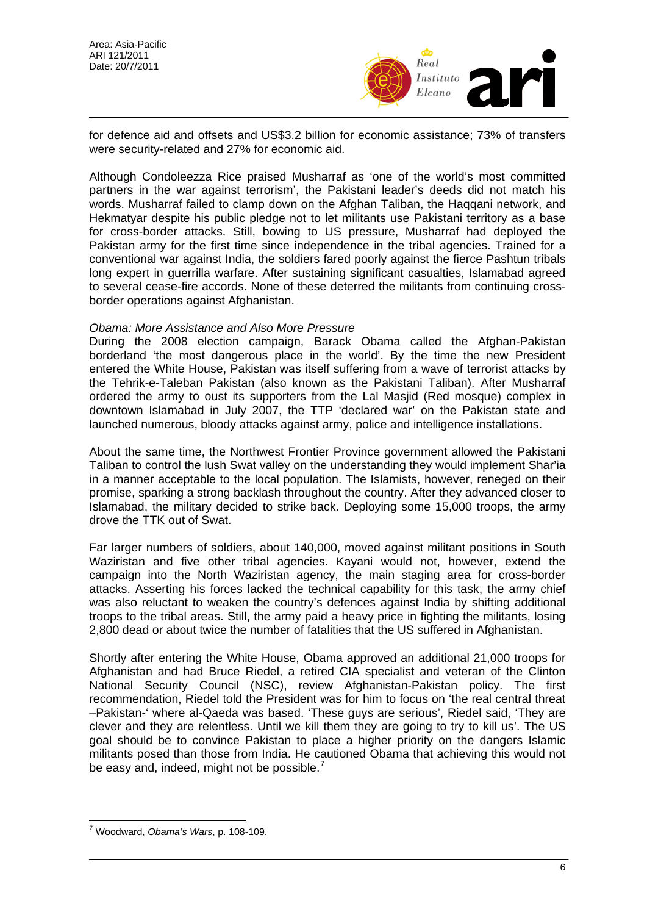for defence aid and offsets and US$3.2 billion for economic assistance; 73% of transfers were security-related and 27% for economic aid.

Although Condoleezza Rice praised Musharraf as 'one of the world's most committed partners in the war against terrorism', the Pakistani leader's deeds did not match his words. Musharraf failed to clamp down on the Afghan Taliban, the Haqqani network, and Hekmatyar despite his public pledge not to let militants use Pakistani territory as a base for cross-border attacks. Still, bowing to US pressure, Musharraf had deployed the Pakistan army for the first time since independence in the tribal agencies. Trained for a conventional war against India, the soldiers fared poorly against the fierce Pashtun tribals long expert in guerrilla warfare. After sustaining significant casualties, Islamabad agreed to several cease-fire accords. None of these deterred the militants from continuing cross-border operations against Afghanistan.

*Obama: More Assistance and Also More Pressure*

During the 2008 election campaign, Barack Obama called the Afghan-Pakistan borderland 'the most dangerous place in the world'. By the time the new President entered the White House, Pakistan was itself suffering from a wave of terrorist attacks by the Tehrik-e-Taleban Pakistan (also known as the Pakistani Taliban). After Musharraf ordered the army to oust its supporters from the Lal Masjid (Red mosque) complex in downtown Islamabad in July 2007, the TTP 'declared war' on the Pakistan state and launched numerous, bloody attacks against army, police and intelligence installations.

About the same time, the Northwest Frontier Province government allowed the Pakistani Taliban to control the lush Swat valley on the understanding they would implement Shar'ia in a manner acceptable to the local population. The Islamists, however, reneged on their promise, sparking a strong backlash throughout the country. After they advanced closer to Islamabad, the military decided to strike back. Deploying some 15,000 troops, the army drove the TTK out of Swat.

Far larger numbers of soldiers, about 140,000, moved against militant positions in South Waziristan and five other tribal agencies. Kayani would not, however, extend the campaign into the North Waziristan agency, the main staging area for cross-border attacks. Asserting his forces lacked the technical capability for this task, the army chief was also reluctant to weaken the country's defences against India by shifting additional troops to the tribal areas. Still, the army paid a heavy price in fighting the militants, losing 2,800 dead or about twice the number of fatalities that the US suffered in Afghanistan.

Shortly after entering the White House, Obama approved an additional 21,000 troops for Afghanistan and had Bruce Riedel, a retired CIA specialist and veteran of the Clinton National Security Council (NSC), review Afghanistan-Pakistan policy. The first recommendation, Riedel told the President was for him to focus on 'the real central threat –Pakistan-' where al-Qaeda was based. 'These guys are serious', Riedel said, 'They are clever and they are relentless. Until we kill them they are going to try to kill us'. The US goal should be to convince Pakistan to place a higher priority on the dangers Islamic militants posed than those from India. He cautioned Obama that achieving this would not be easy and, indeed, might not be possible.[7]

---

[7] Woodward, *Obama's Wars*, p. 108-109.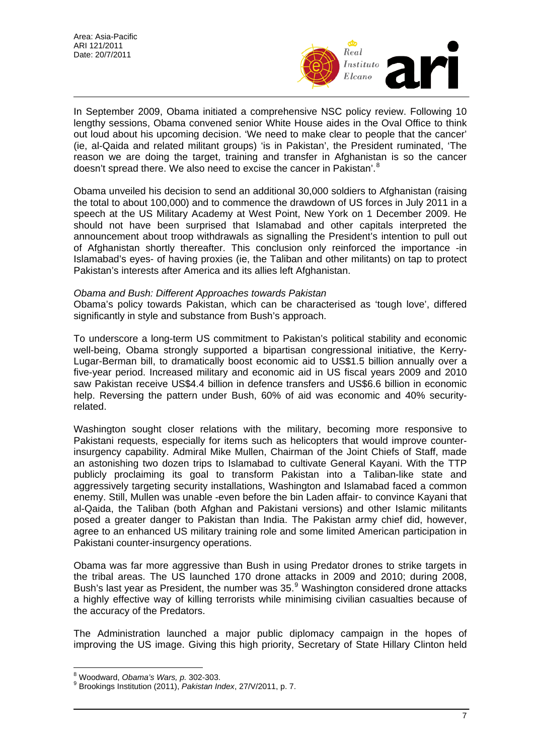In September 2009, Obama initiated a comprehensive NSC policy review. Following 10 lengthy sessions, Obama convened senior White House aides in the Oval Office to think out loud about his upcoming decision. 'We need to make clear to people that the cancer' (ie, al-Qaida and related militant groups) 'is in Pakistan', the President ruminated, 'The reason we are doing the target, training and transfer in Afghanistan is so the cancer doesn't spread there. We also need to excise the cancer in Pakistan'.[8]

Obama unveiled his decision to send an additional 30,000 soldiers to Afghanistan (raising the total to about 100,000) and to commence the drawdown of US forces in July 2011 in a speech at the US Military Academy at West Point, New York on 1 December 2009. He should not have been surprised that Islamabad and other capitals interpreted the announcement about troop withdrawals as signalling the President's intention to pull out of Afghanistan shortly thereafter. This conclusion only reinforced the importance -in Islamabad's eyes- of having proxies (ie, the Taliban and other militants) on tap to protect Pakistan's interests after America and its allies left Afghanistan.

*Obama and Bush: Different Approaches towards Pakistan*

Obama's policy towards Pakistan, which can be characterised as 'tough love', differed significantly in style and substance from Bush's approach.

To underscore a long-term US commitment to Pakistan's political stability and economic well-being, Obama strongly supported a bipartisan congressional initiative, the Kerry-Lugar-Berman bill, to dramatically boost economic aid to US$1.5 billion annually over a five-year period. Increased military and economic aid in US fiscal years 2009 and 2010 saw Pakistan receive US$4.4 billion in defence transfers and US$6.6 billion in economic help. Reversing the pattern under Bush, 60% of aid was economic and 40% security-related.

Washington sought closer relations with the military, becoming more responsive to Pakistani requests, especially for items such as helicopters that would improve counter-insurgency capability. Admiral Mike Mullen, Chairman of the Joint Chiefs of Staff, made an astonishing two dozen trips to Islamabad to cultivate General Kayani. With the TTP publicly proclaiming its goal to transform Pakistan into a Taliban-like state and aggressively targeting security installations, Washington and Islamabad faced a common enemy. Still, Mullen was unable -even before the bin Laden affair- to convince Kayani that al-Qaida, the Taliban (both Afghan and Pakistani versions) and other Islamic militants posed a greater danger to Pakistan than India. The Pakistan army chief did, however, agree to an enhanced US military training role and some limited American participation in Pakistani counter-insurgency operations.

Obama was far more aggressive than Bush in using Predator drones to strike targets in the tribal areas. The US launched 170 drone attacks in 2009 and 2010; during 2008, Bush's last year as President, the number was 35.[9] Washington considered drone attacks a highly effective way of killing terrorists while minimising civilian casualties because of the accuracy of the Predators.

The Administration launched a major public diplomacy campaign in the hopes of improving the US image. Giving this high priority, Secretary of State Hillary Clinton held

---

[8] Woodward, *Obama's Wars, p.* 302-303.

[9] Brookings Institution (2011), *Pakistan Index*, 27/V/2011, p. 7.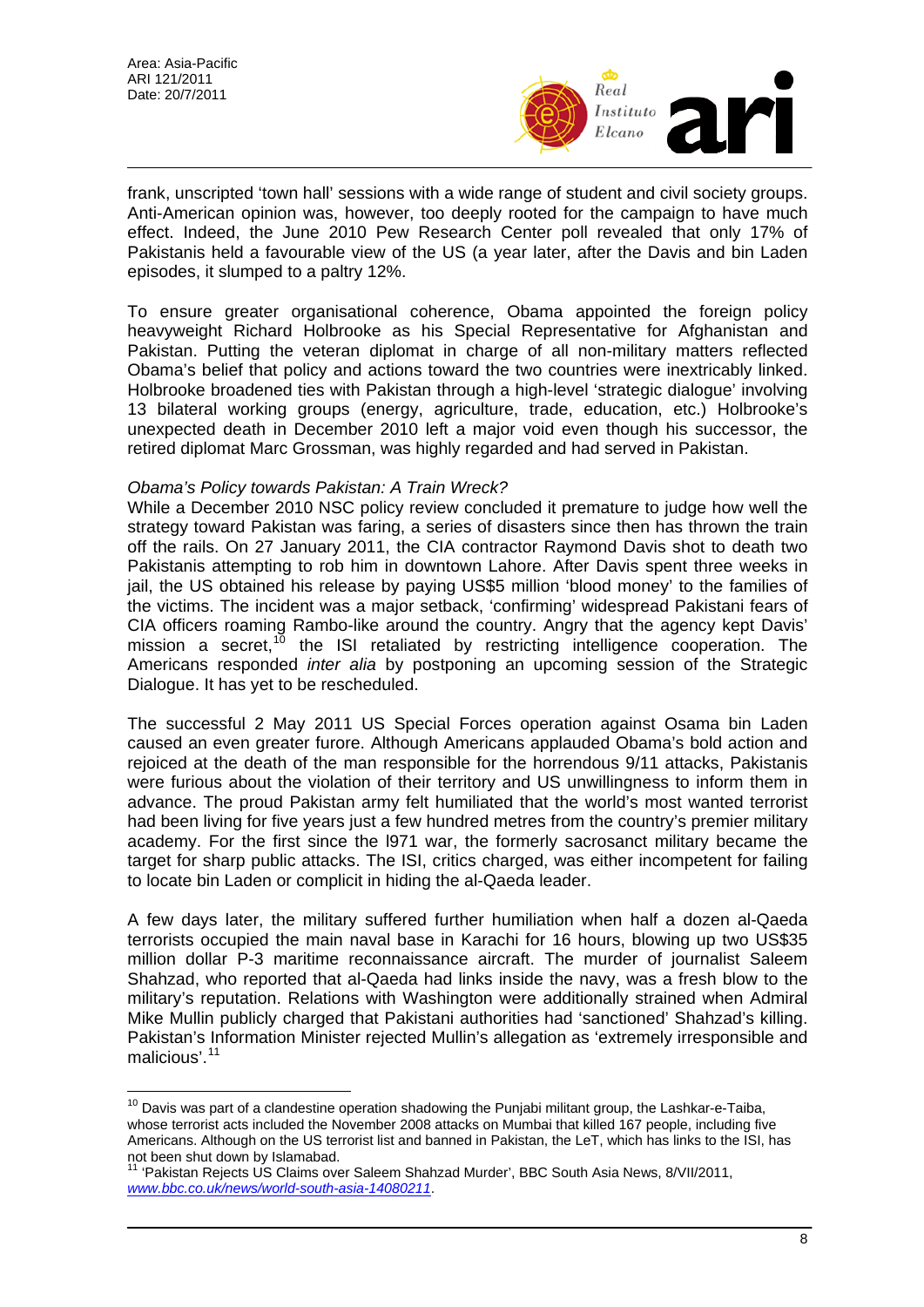frank, unscripted 'town hall' sessions with a wide range of student and civil society groups. Anti-American opinion was, however, too deeply rooted for the campaign to have much effect. Indeed, the June 2010 Pew Research Center poll revealed that only 17% of Pakistanis held a favourable view of the US (a year later, after the Davis and bin Laden episodes, it slumped to a paltry 12%.

To ensure greater organisational coherence, Obama appointed the foreign policy heavyweight Richard Holbrooke as his Special Representative for Afghanistan and Pakistan. Putting the veteran diplomat in charge of all non-military matters reflected Obama's belief that policy and actions toward the two countries were inextricably linked. Holbrooke broadened ties with Pakistan through a high-level 'strategic dialogue' involving 13 bilateral working groups (energy, agriculture, trade, education, etc.) Holbrooke's unexpected death in December 2010 left a major void even though his successor, the retired diplomat Marc Grossman, was highly regarded and had served in Pakistan.

*Obama's Policy towards Pakistan: A Train Wreck?*

While a December 2010 NSC policy review concluded it premature to judge how well the strategy toward Pakistan was faring, a series of disasters since then has thrown the train off the rails. On 27 January 2011, the CIA contractor Raymond Davis shot to death two Pakistanis attempting to rob him in downtown Lahore. After Davis spent three weeks in jail, the US obtained his release by paying US$5 million 'blood money' to the families of the victims. The incident was a major setback, 'confirming' widespread Pakistani fears of CIA officers roaming Rambo-like around the country. Angry that the agency kept Davis' mission a secret,[10] the ISI retaliated by restricting intelligence cooperation. The Americans responded *inter alia* by postponing an upcoming session of the Strategic Dialogue. It has yet to be rescheduled.

The successful 2 May 2011 US Special Forces operation against Osama bin Laden caused an even greater furore. Although Americans applauded Obama's bold action and rejoiced at the death of the man responsible for the horrendous 9/11 attacks, Pakistanis were furious about the violation of their territory and US unwillingness to inform them in advance. The proud Pakistan army felt humiliated that the world's most wanted terrorist had been living for five years just a few hundred metres from the country's premier military academy. For the first since the l971 war, the formerly sacrosanct military became the target for sharp public attacks. The ISI, critics charged, was either incompetent for failing to locate bin Laden or complicit in hiding the al-Qaeda leader.

A few days later, the military suffered further humiliation when half a dozen al-Qaeda terrorists occupied the main naval base in Karachi for 16 hours, blowing up two US$35 million dollar P-3 maritime reconnaissance aircraft. The murder of journalist Saleem Shahzad, who reported that al-Qaeda had links inside the navy, was a fresh blow to the military's reputation. Relations with Washington were additionally strained when Admiral Mike Mullin publicly charged that Pakistani authorities had 'sanctioned' Shahzad's killing. Pakistan's Information Minister rejected Mullin's allegation as 'extremely irresponsible and malicious'.[11]

---

[10] Davis was part of a clandestine operation shadowing the Punjabi militant group, the Lashkar-e-Taiba, whose terrorist acts included the November 2008 attacks on Mumbai that killed 167 people, including five Americans. Although on the US terrorist list and banned in Pakistan, the LeT, which has links to the ISI, has not been shut down by Islamabad.

[11] 'Pakistan Rejects US Claims over Saleem Shahzad Murder', BBC South Asia News, 8/VII/2011, *www.bbc.co.uk/news/world-south-asia-14080211*.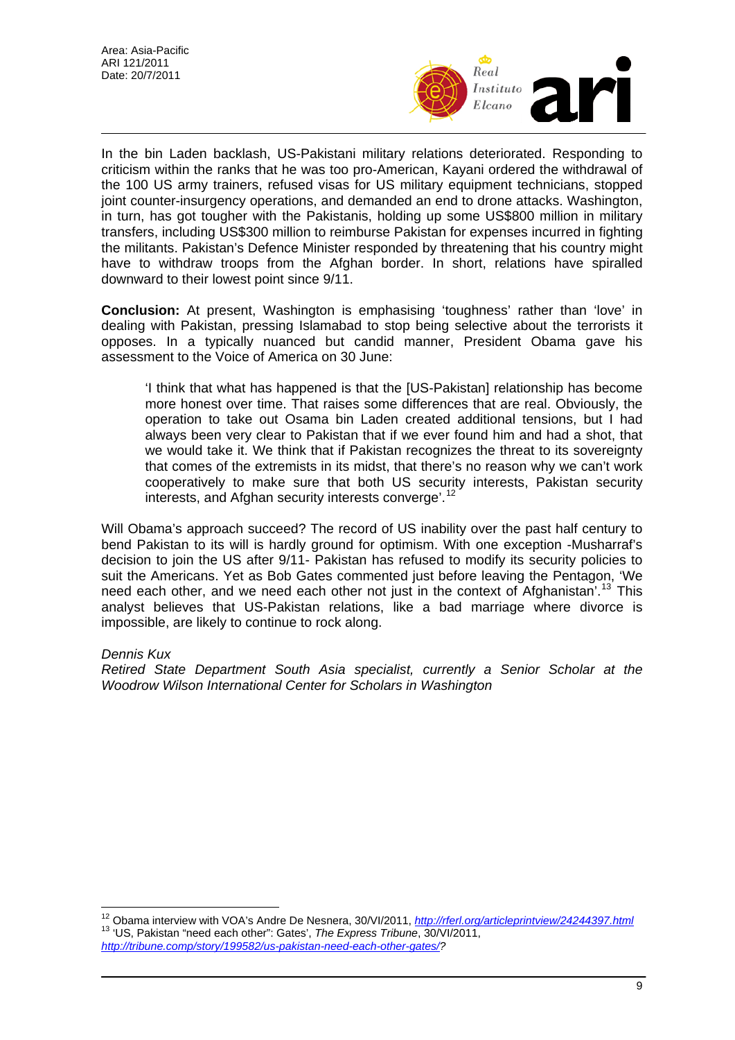In the bin Laden backlash, US-Pakistani military relations deteriorated. Responding to criticism within the ranks that he was too pro-American, Kayani ordered the withdrawal of the 100 US army trainers, refused visas for US military equipment technicians, stopped joint counter-insurgency operations, and demanded an end to drone attacks. Washington, in turn, has got tougher with the Pakistanis, holding up some US$800 million in military transfers, including US$300 million to reimburse Pakistan for expenses incurred in fighting the militants. Pakistan's Defence Minister responded by threatening that his country might have to withdraw troops from the Afghan border. In short, relations have spiralled downward to their lowest point since 9/11.

**Conclusion:** At present, Washington is emphasising 'toughness' rather than 'love' in dealing with Pakistan, pressing Islamabad to stop being selective about the terrorists it opposes. In a typically nuanced but candid manner, President Obama gave his assessment to the Voice of America on 30 June:

> 'I think that what has happened is that the [US-Pakistan] relationship has become more honest over time. That raises some differences that are real. Obviously, the operation to take out Osama bin Laden created additional tensions, but I had always been very clear to Pakistan that if we ever found him and had a shot, that we would take it. We think that if Pakistan recognizes the threat to its sovereignty that comes of the extremists in its midst, that there's no reason why we can't work cooperatively to make sure that both US security interests, Pakistan security interests, and Afghan security interests converge'.[12]

Will Obama's approach succeed? The record of US inability over the past half century to bend Pakistan to its will is hardly ground for optimism. With one exception -Musharraf's decision to join the US after 9/11- Pakistan has refused to modify its security policies to suit the Americans. Yet as Bob Gates commented just before leaving the Pentagon, 'We need each other, and we need each other not just in the context of Afghanistan'.[13] This analyst believes that US-Pakistan relations, like a bad marriage where divorce is impossible, are likely to continue to rock along.

*Dennis Kux*
*Retired State Department South Asia specialist, currently a Senior Scholar at the Woodrow Wilson International Center for Scholars in Washington*

---

[12] Obama interview with VOA's Andre De Nesnera, 30/VI/2011, *http://rferl.org/articleprintview/24244397.html*

[13] 'US, Pakistan "need each other": Gates', *The Express Tribune*, 30/VI/2011, *http://tribune.comp/story/199582/us-pakistan-need-each-other-gates/?*